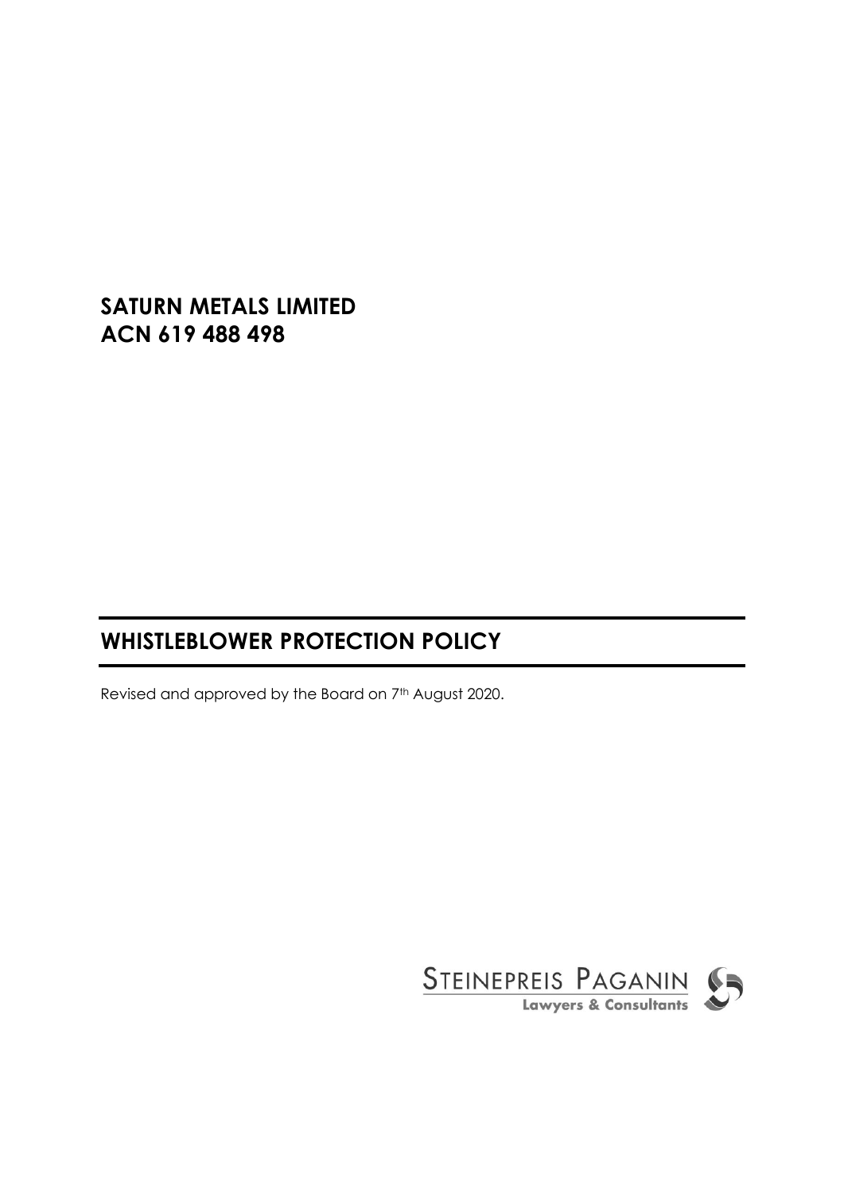**SATURN METALS LIMITED**
**ACN 619 488 498**

# WHISTLEBLOWER PROTECTION POLICY

Revised and approved by the Board on 7th August 2020.

STEINEPREIS PAGANIN
Lawyers & Consultants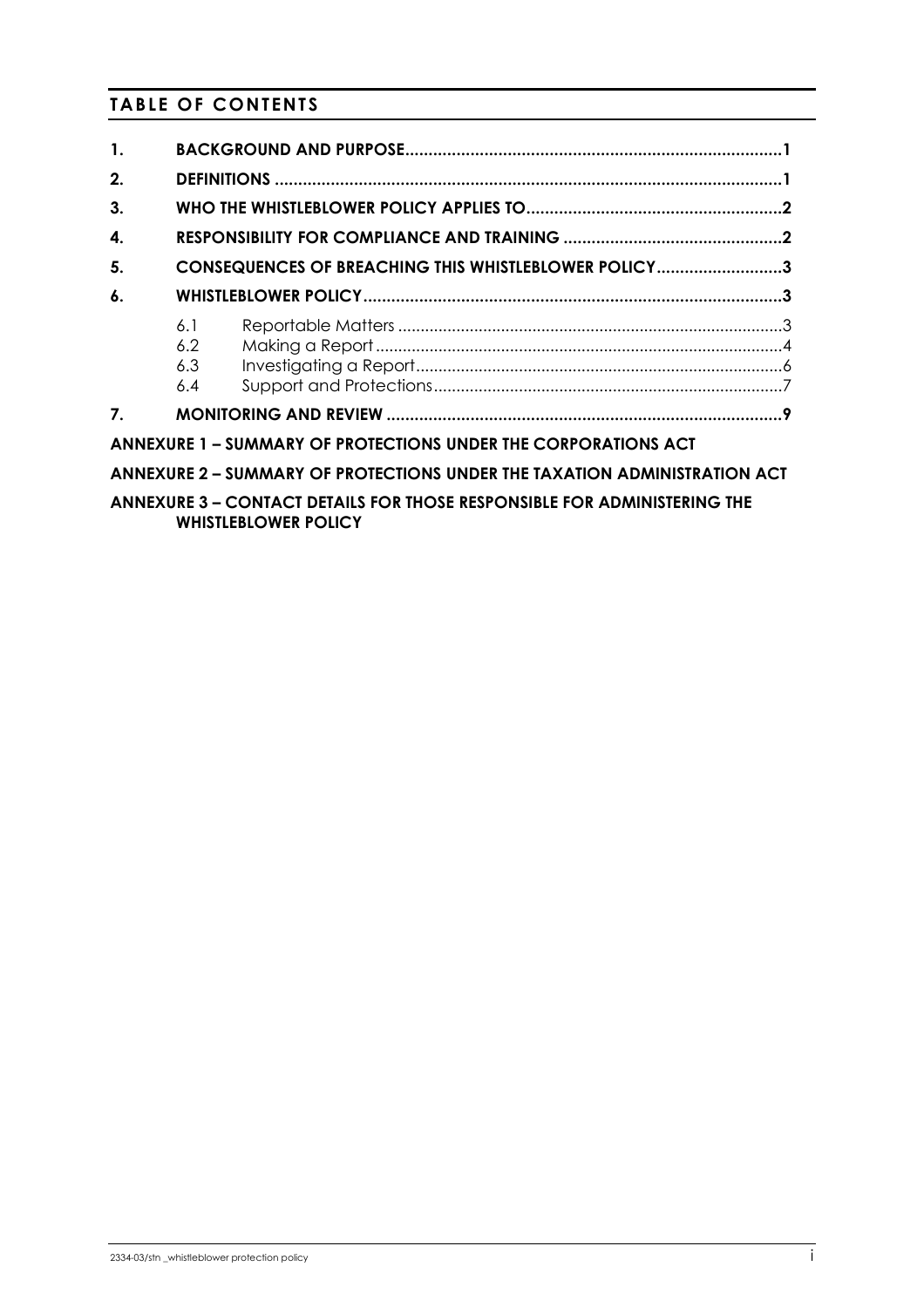# TABLE OF CONTENTS

**1. BACKGROUND AND PURPOSE................................................................................1**

**2. DEFINITIONS ...........................................................................................................1**

**3. WHO THE WHISTLEBLOWER POLICY APPLIES TO......................................................2**

**4. RESPONSIBILITY FOR COMPLIANCE AND TRAINING ..............................................2**

**5. CONSEQUENCES OF BREACHING THIS WHISTLEBLOWER POLICY..........................3**

**6. WHISTLEBLOWER POLICY.........................................................................................3**

- 6.1 Reportable Matters ....................................................................................3
- 6.2 Making a Report .........................................................................................4
- 6.3 Investigating a Report................................................................................6
- 6.4 Support and Protections............................................................................7

**7. MONITORING AND REVIEW ....................................................................................9**

**ANNEXURE 1 – SUMMARY OF PROTECTIONS UNDER THE CORPORATIONS ACT**

**ANNEXURE 2 – SUMMARY OF PROTECTIONS UNDER THE TAXATION ADMINISTRATION ACT**

**ANNEXURE 3 – CONTACT DETAILS FOR THOSE RESPONSIBLE FOR ADMINISTERING THE WHISTLEBLOWER POLICY**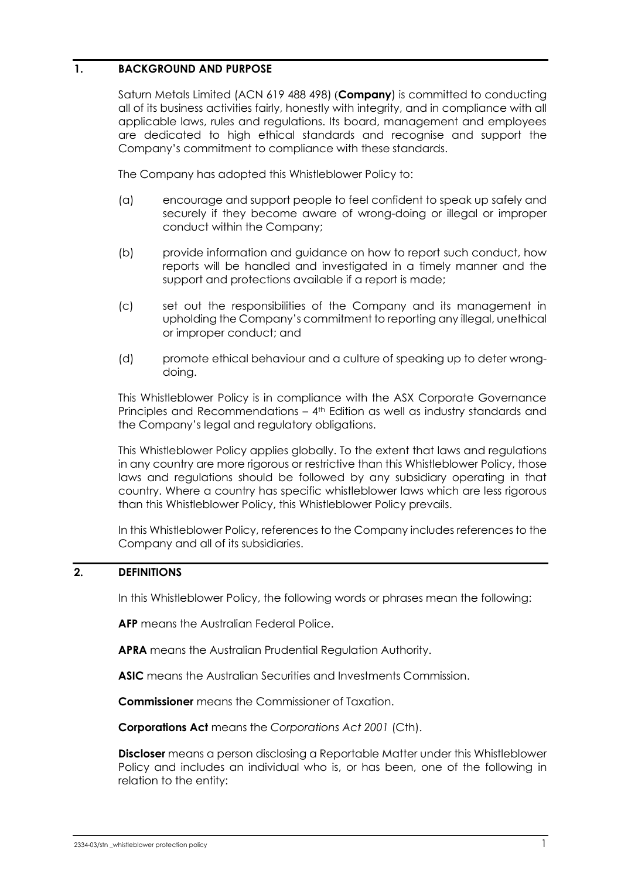## 1. BACKGROUND AND PURPOSE

Saturn Metals Limited (ACN 619 488 498) (**Company**) is committed to conducting all of its business activities fairly, honestly with integrity, and in compliance with all applicable laws, rules and regulations. Its board, management and employees are dedicated to high ethical standards and recognise and support the Company's commitment to compliance with these standards.

The Company has adopted this Whistleblower Policy to:

(a) encourage and support people to feel confident to speak up safely and securely if they become aware of wrong-doing or illegal or improper conduct within the Company;

(b) provide information and guidance on how to report such conduct, how reports will be handled and investigated in a timely manner and the support and protections available if a report is made;

(c) set out the responsibilities of the Company and its management in upholding the Company's commitment to reporting any illegal, unethical or improper conduct; and

(d) promote ethical behaviour and a culture of speaking up to deter wrong-doing.

This Whistleblower Policy is in compliance with the ASX Corporate Governance Principles and Recommendations – 4th Edition as well as industry standards and the Company's legal and regulatory obligations.

This Whistleblower Policy applies globally. To the extent that laws and regulations in any country are more rigorous or restrictive than this Whistleblower Policy, those laws and regulations should be followed by any subsidiary operating in that country. Where a country has specific whistleblower laws which are less rigorous than this Whistleblower Policy, this Whistleblower Policy prevails.

In this Whistleblower Policy, references to the Company includes references to the Company and all of its subsidiaries.

## 2. DEFINITIONS

In this Whistleblower Policy, the following words or phrases mean the following:

**AFP** means the Australian Federal Police.

**APRA** means the Australian Prudential Regulation Authority.

**ASIC** means the Australian Securities and Investments Commission.

**Commissioner** means the Commissioner of Taxation.

**Corporations Act** means the *Corporations Act 2001* (Cth).

**Discloser** means a person disclosing a Reportable Matter under this Whistleblower Policy and includes an individual who is, or has been, one of the following in relation to the entity: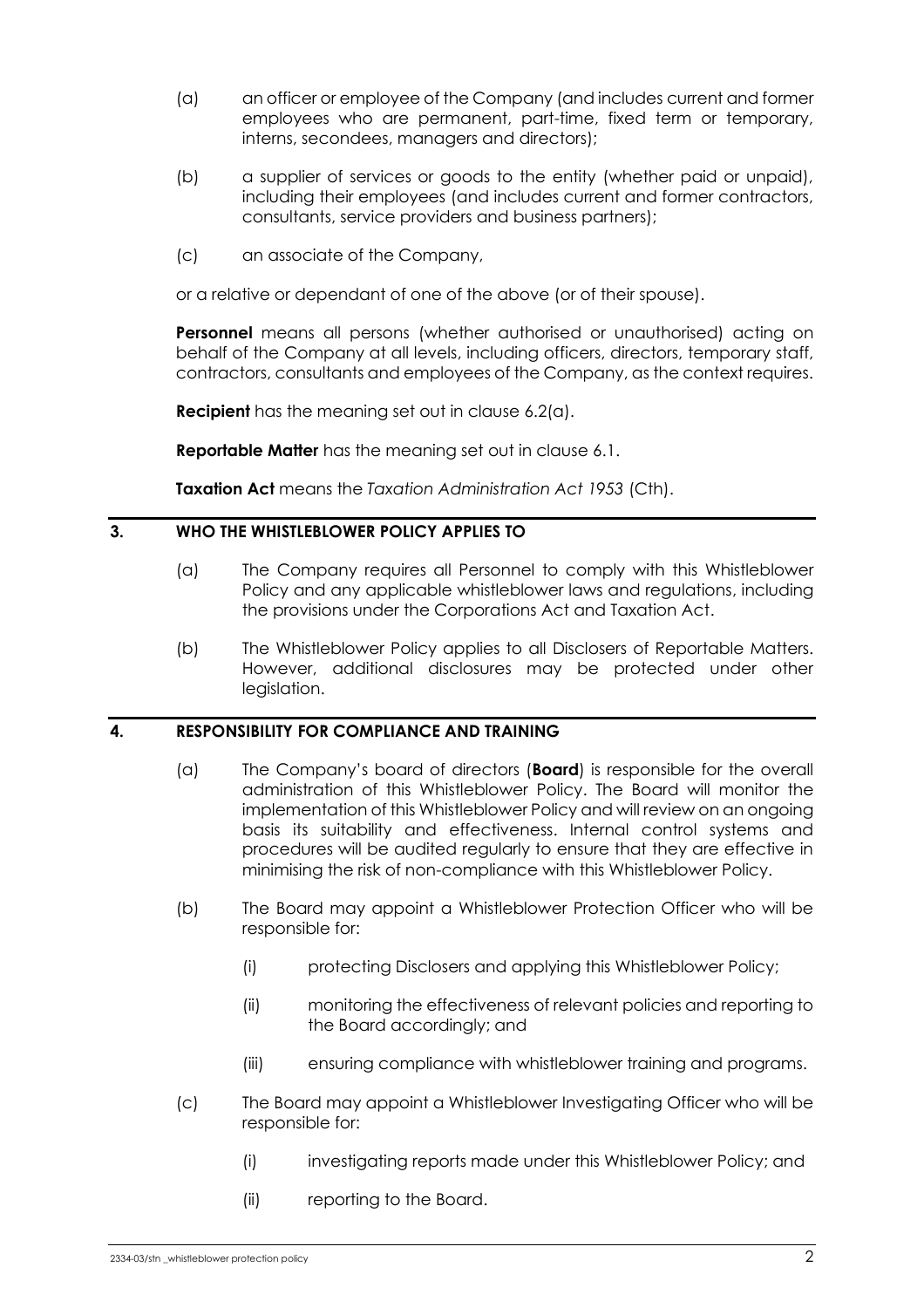(a) an officer or employee of the Company (and includes current and former employees who are permanent, part-time, fixed term or temporary, interns, secondees, managers and directors);

(b) a supplier of services or goods to the entity (whether paid or unpaid), including their employees (and includes current and former contractors, consultants, service providers and business partners);

(c) an associate of the Company,

or a relative or dependant of one of the above (or of their spouse).

**Personnel** means all persons (whether authorised or unauthorised) acting on behalf of the Company at all levels, including officers, directors, temporary staff, contractors, consultants and employees of the Company, as the context requires.

**Recipient** has the meaning set out in clause 6.2(a).

**Reportable Matter** has the meaning set out in clause 6.1.

**Taxation Act** means the *Taxation Administration Act 1953* (Cth).

## 3. WHO THE WHISTLEBLOWER POLICY APPLIES TO

(a) The Company requires all Personnel to comply with this Whistleblower Policy and any applicable whistleblower laws and regulations, including the provisions under the Corporations Act and Taxation Act.

(b) The Whistleblower Policy applies to all Disclosers of Reportable Matters. However, additional disclosures may be protected under other legislation.

## 4. RESPONSIBILITY FOR COMPLIANCE AND TRAINING

(a) The Company's board of directors (**Board**) is responsible for the overall administration of this Whistleblower Policy. The Board will monitor the implementation of this Whistleblower Policy and will review on an ongoing basis its suitability and effectiveness. Internal control systems and procedures will be audited regularly to ensure that they are effective in minimising the risk of non-compliance with this Whistleblower Policy.

(b) The Board may appoint a Whistleblower Protection Officer who will be responsible for:

(i) protecting Disclosers and applying this Whistleblower Policy;

(ii) monitoring the effectiveness of relevant policies and reporting to the Board accordingly; and

(iii) ensuring compliance with whistleblower training and programs.

(c) The Board may appoint a Whistleblower Investigating Officer who will be responsible for:

(i) investigating reports made under this Whistleblower Policy; and

(ii) reporting to the Board.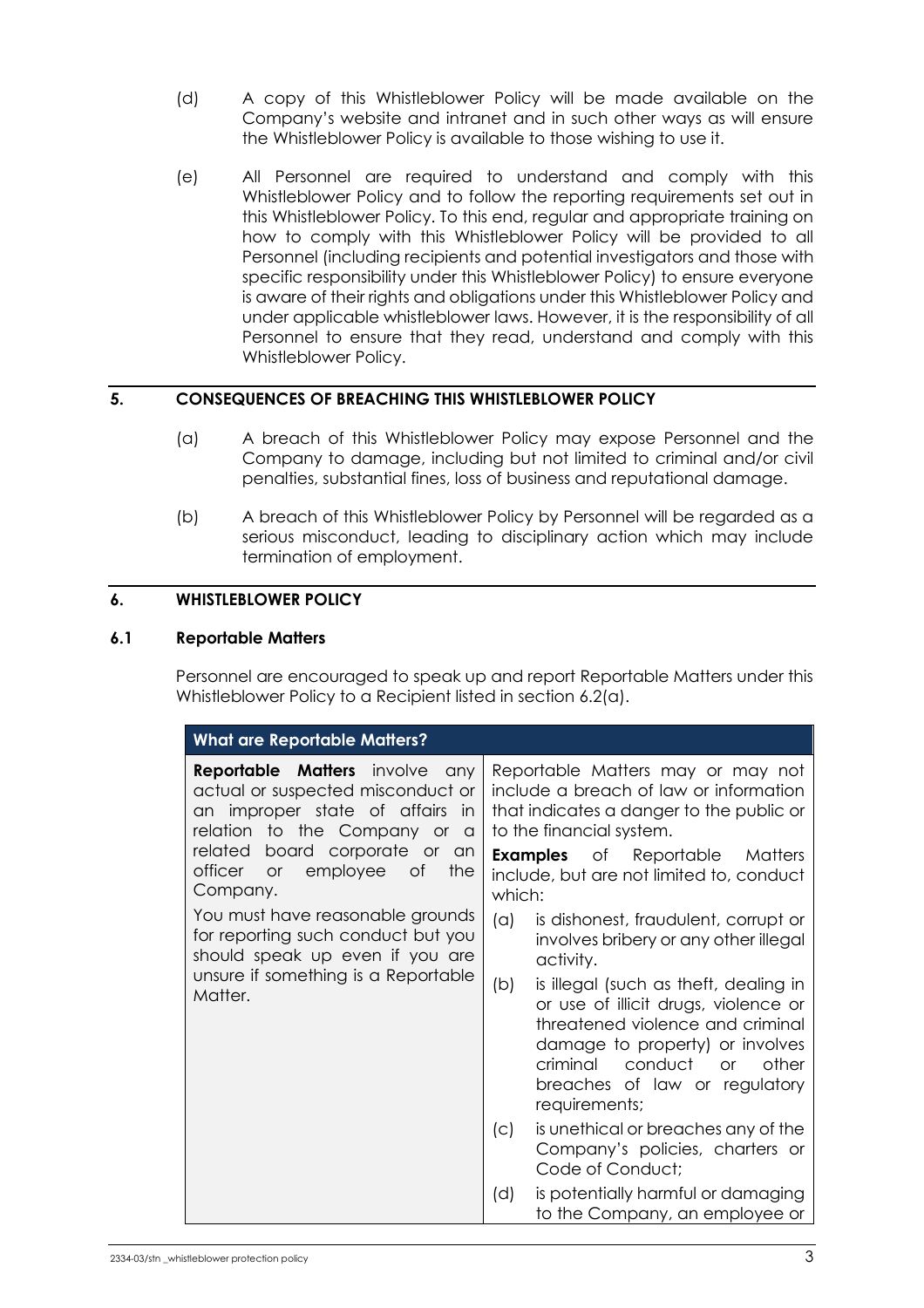(d) A copy of this Whistleblower Policy will be made available on the Company's website and intranet and in such other ways as will ensure the Whistleblower Policy is available to those wishing to use it.

(e) All Personnel are required to understand and comply with this Whistleblower Policy and to follow the reporting requirements set out in this Whistleblower Policy. To this end, regular and appropriate training on how to comply with this Whistleblower Policy will be provided to all Personnel (including recipients and potential investigators and those with specific responsibility under this Whistleblower Policy) to ensure everyone is aware of their rights and obligations under this Whistleblower Policy and under applicable whistleblower laws. However, it is the responsibility of all Personnel to ensure that they read, understand and comply with this Whistleblower Policy.

## 5. CONSEQUENCES OF BREACHING THIS WHISTLEBLOWER POLICY

(a) A breach of this Whistleblower Policy may expose Personnel and the Company to damage, including but not limited to criminal and/or civil penalties, substantial fines, loss of business and reputational damage.

(b) A breach of this Whistleblower Policy by Personnel will be regarded as a serious misconduct, leading to disciplinary action which may include termination of employment.

## 6. WHISTLEBLOWER POLICY

### 6.1 Reportable Matters

Personnel are encouraged to speak up and report Reportable Matters under this Whistleblower Policy to a Recipient listed in section 6.2(a).

| **What are Reportable Matters?** | |
|---|---|
| **Reportable Matters** involve any actual or suspected misconduct or an improper state of affairs in relation to the Company or a related board corporate or an officer or employee of the Company.<br><br>You must have reasonable grounds for reporting such conduct but you should speak up even if you are unsure if something is a Reportable Matter. | Reportable Matters may or may not include a breach of law or information that indicates a danger to the public or to the financial system.<br><br>**Examples** of Reportable Matters include, but are not limited to, conduct which:<br><br>(a) is dishonest, fraudulent, corrupt or involves bribery or any other illegal activity.<br><br>(b) is illegal (such as theft, dealing in or use of illicit drugs, violence or threatened violence and criminal damage to property) or involves criminal conduct or other breaches of law or regulatory requirements;<br><br>(c) is unethical or breaches any of the Company's policies, charters or Code of Conduct;<br><br>(d) is potentially harmful or damaging to the Company, an employee or |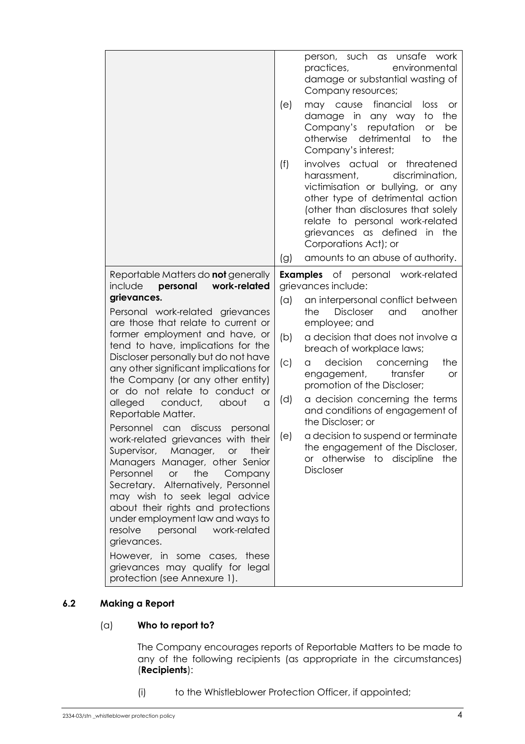| | |
|---|---|
| | person, such as unsafe work practices, environmental damage or substantial wasting of Company resources;<br>(e) may cause financial loss or damage in any way to the Company's reputation or be otherwise detrimental to the Company's interest;<br>(f) involves actual or threatened harassment, discrimination, victimisation or bullying, or any other type of detrimental action (other than disclosures that solely relate to personal work-related grievances as defined in the Corporations Act); or<br>(g) amounts to an abuse of authority. |
| Reportable Matters do **not** generally include **personal work-related grievances.**<br><br>Personal work-related grievances are those that relate to current or former employment and have, or tend to have, implications for the Discloser personally but do not have any other significant implications for the Company (or any other entity) or do not relate to conduct or alleged conduct, about a Reportable Matter.<br><br>Personnel can discuss personal work-related grievances with their Supervisor, Manager, or their Managers Manager, other Senior Personnel or the Company Secretary. Alternatively, Personnel may wish to seek legal advice about their rights and protections under employment law and ways to resolve personal work-related grievances.<br><br>However, in some cases, these grievances may qualify for legal protection (see Annexure 1). | **Examples** of personal work-related grievances include:<br>(a) an interpersonal conflict between the Discloser and another employee; and<br>(b) a decision that does not involve a breach of workplace laws;<br>(c) a decision concerning the engagement, transfer or promotion of the Discloser;<br>(d) a decision concerning the terms and conditions of engagement of the Discloser; or<br>(e) a decision to suspend or terminate the engagement of the Discloser, or otherwise to discipline the Discloser |

### 6.2 Making a Report

(a) **Who to report to?**

The Company encourages reports of Reportable Matters to be made to any of the following recipients (as appropriate in the circumstances) (**Recipients**):

(i) to the Whistleblower Protection Officer, if appointed;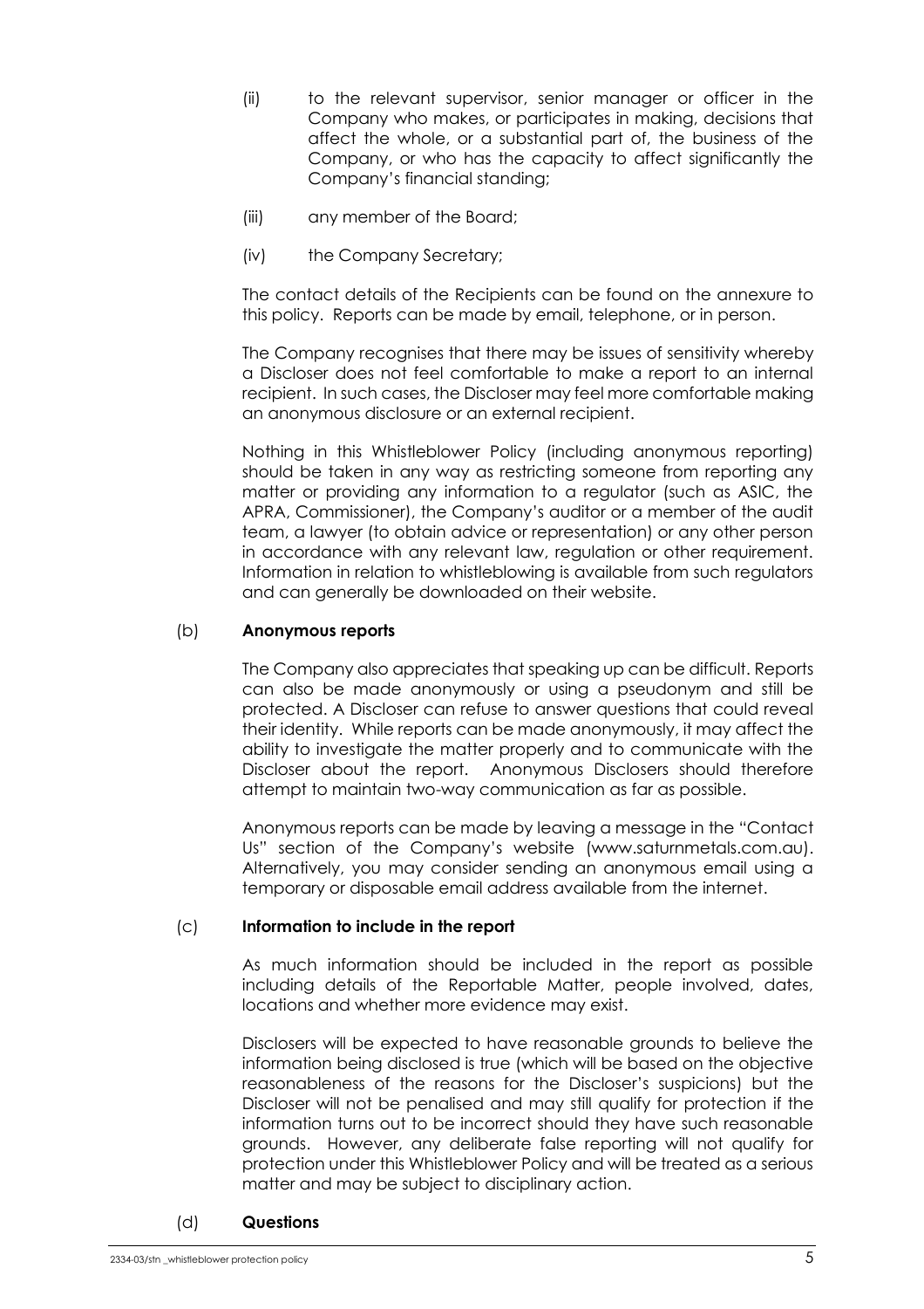(ii) to the relevant supervisor, senior manager or officer in the Company who makes, or participates in making, decisions that affect the whole, or a substantial part of, the business of the Company, or who has the capacity to affect significantly the Company's financial standing;

(iii) any member of the Board;

(iv) the Company Secretary;

The contact details of the Recipients can be found on the annexure to this policy. Reports can be made by email, telephone, or in person.

The Company recognises that there may be issues of sensitivity whereby a Discloser does not feel comfortable to make a report to an internal recipient. In such cases, the Discloser may feel more comfortable making an anonymous disclosure or an external recipient.

Nothing in this Whistleblower Policy (including anonymous reporting) should be taken in any way as restricting someone from reporting any matter or providing any information to a regulator (such as ASIC, the APRA, Commissioner), the Company's auditor or a member of the audit team, a lawyer (to obtain advice or representation) or any other person in accordance with any relevant law, regulation or other requirement. Information in relation to whistleblowing is available from such regulators and can generally be downloaded on their website.

(b) **Anonymous reports**

The Company also appreciates that speaking up can be difficult. Reports can also be made anonymously or using a pseudonym and still be protected. A Discloser can refuse to answer questions that could reveal their identity. While reports can be made anonymously, it may affect the ability to investigate the matter properly and to communicate with the Discloser about the report. Anonymous Disclosers should therefore attempt to maintain two-way communication as far as possible.

Anonymous reports can be made by leaving a message in the "Contact Us" section of the Company's website (www.saturnmetals.com.au). Alternatively, you may consider sending an anonymous email using a temporary or disposable email address available from the internet.

(c) **Information to include in the report**

As much information should be included in the report as possible including details of the Reportable Matter, people involved, dates, locations and whether more evidence may exist.

Disclosers will be expected to have reasonable grounds to believe the information being disclosed is true (which will be based on the objective reasonableness of the reasons for the Discloser's suspicions) but the Discloser will not be penalised and may still qualify for protection if the information turns out to be incorrect should they have such reasonable grounds. However, any deliberate false reporting will not qualify for protection under this Whistleblower Policy and will be treated as a serious matter and may be subject to disciplinary action.

(d) **Questions**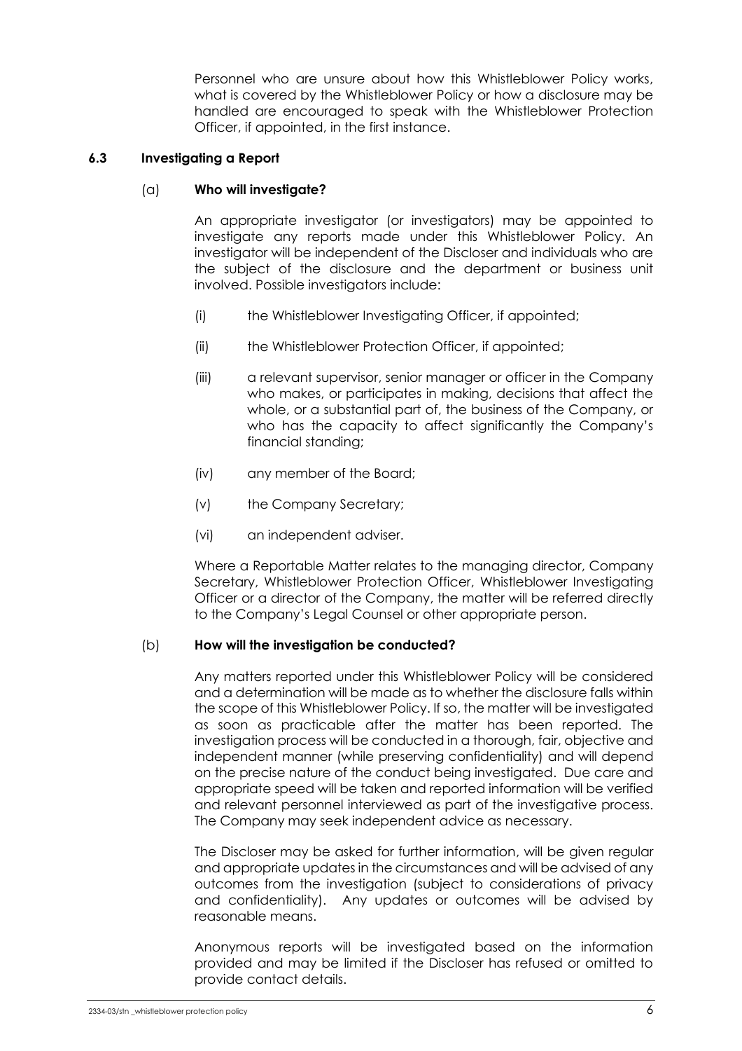Personnel who are unsure about how this Whistleblower Policy works, what is covered by the Whistleblower Policy or how a disclosure may be handled are encouraged to speak with the Whistleblower Protection Officer, if appointed, in the first instance.

### 6.3 Investigating a Report

#### (a) Who will investigate?

An appropriate investigator (or investigators) may be appointed to investigate any reports made under this Whistleblower Policy. An investigator will be independent of the Discloser and individuals who are the subject of the disclosure and the department or business unit involved. Possible investigators include:

(i) the Whistleblower Investigating Officer, if appointed;

(ii) the Whistleblower Protection Officer, if appointed;

(iii) a relevant supervisor, senior manager or officer in the Company who makes, or participates in making, decisions that affect the whole, or a substantial part of, the business of the Company, or who has the capacity to affect significantly the Company's financial standing;

(iv) any member of the Board;

(v) the Company Secretary;

(vi) an independent adviser.

Where a Reportable Matter relates to the managing director, Company Secretary, Whistleblower Protection Officer, Whistleblower Investigating Officer or a director of the Company, the matter will be referred directly to the Company's Legal Counsel or other appropriate person.

#### (b) How will the investigation be conducted?

Any matters reported under this Whistleblower Policy will be considered and a determination will be made as to whether the disclosure falls within the scope of this Whistleblower Policy. If so, the matter will be investigated as soon as practicable after the matter has been reported. The investigation process will be conducted in a thorough, fair, objective and independent manner (while preserving confidentiality) and will depend on the precise nature of the conduct being investigated. Due care and appropriate speed will be taken and reported information will be verified and relevant personnel interviewed as part of the investigative process. The Company may seek independent advice as necessary.

The Discloser may be asked for further information, will be given regular and appropriate updates in the circumstances and will be advised of any outcomes from the investigation (subject to considerations of privacy and confidentiality). Any updates or outcomes will be advised by reasonable means.

Anonymous reports will be investigated based on the information provided and may be limited if the Discloser has refused or omitted to provide contact details.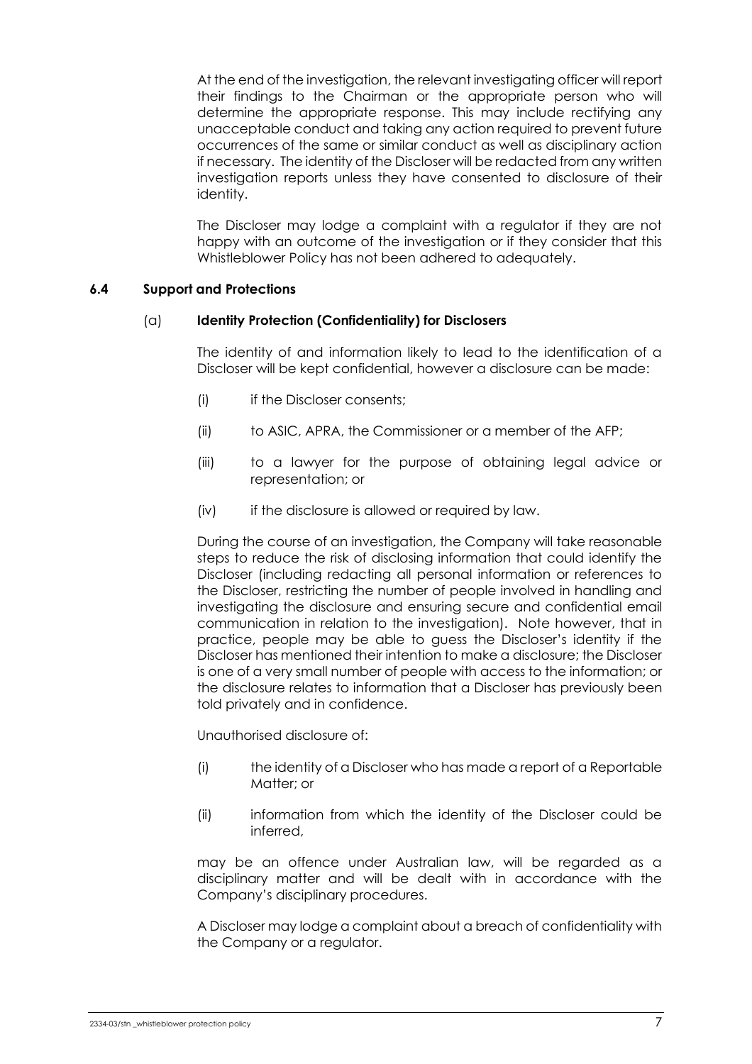At the end of the investigation, the relevant investigating officer will report their findings to the Chairman or the appropriate person who will determine the appropriate response. This may include rectifying any unacceptable conduct and taking any action required to prevent future occurrences of the same or similar conduct as well as disciplinary action if necessary. The identity of the Discloser will be redacted from any written investigation reports unless they have consented to disclosure of their identity.

The Discloser may lodge a complaint with a regulator if they are not happy with an outcome of the investigation or if they consider that this Whistleblower Policy has not been adhered to adequately.

### 6.4 Support and Protections

#### (a) Identity Protection (Confidentiality) for Disclosers

The identity of and information likely to lead to the identification of a Discloser will be kept confidential, however a disclosure can be made:

(i) if the Discloser consents;

(ii) to ASIC, APRA, the Commissioner or a member of the AFP;

(iii) to a lawyer for the purpose of obtaining legal advice or representation; or

(iv) if the disclosure is allowed or required by law.

During the course of an investigation, the Company will take reasonable steps to reduce the risk of disclosing information that could identify the Discloser (including redacting all personal information or references to the Discloser, restricting the number of people involved in handling and investigating the disclosure and ensuring secure and confidential email communication in relation to the investigation). Note however, that in practice, people may be able to guess the Discloser's identity if the Discloser has mentioned their intention to make a disclosure; the Discloser is one of a very small number of people with access to the information; or the disclosure relates to information that a Discloser has previously been told privately and in confidence.

Unauthorised disclosure of:

(i) the identity of a Discloser who has made a report of a Reportable Matter; or

(ii) information from which the identity of the Discloser could be inferred,

may be an offence under Australian law, will be regarded as a disciplinary matter and will be dealt with in accordance with the Company's disciplinary procedures.

A Discloser may lodge a complaint about a breach of confidentiality with the Company or a regulator.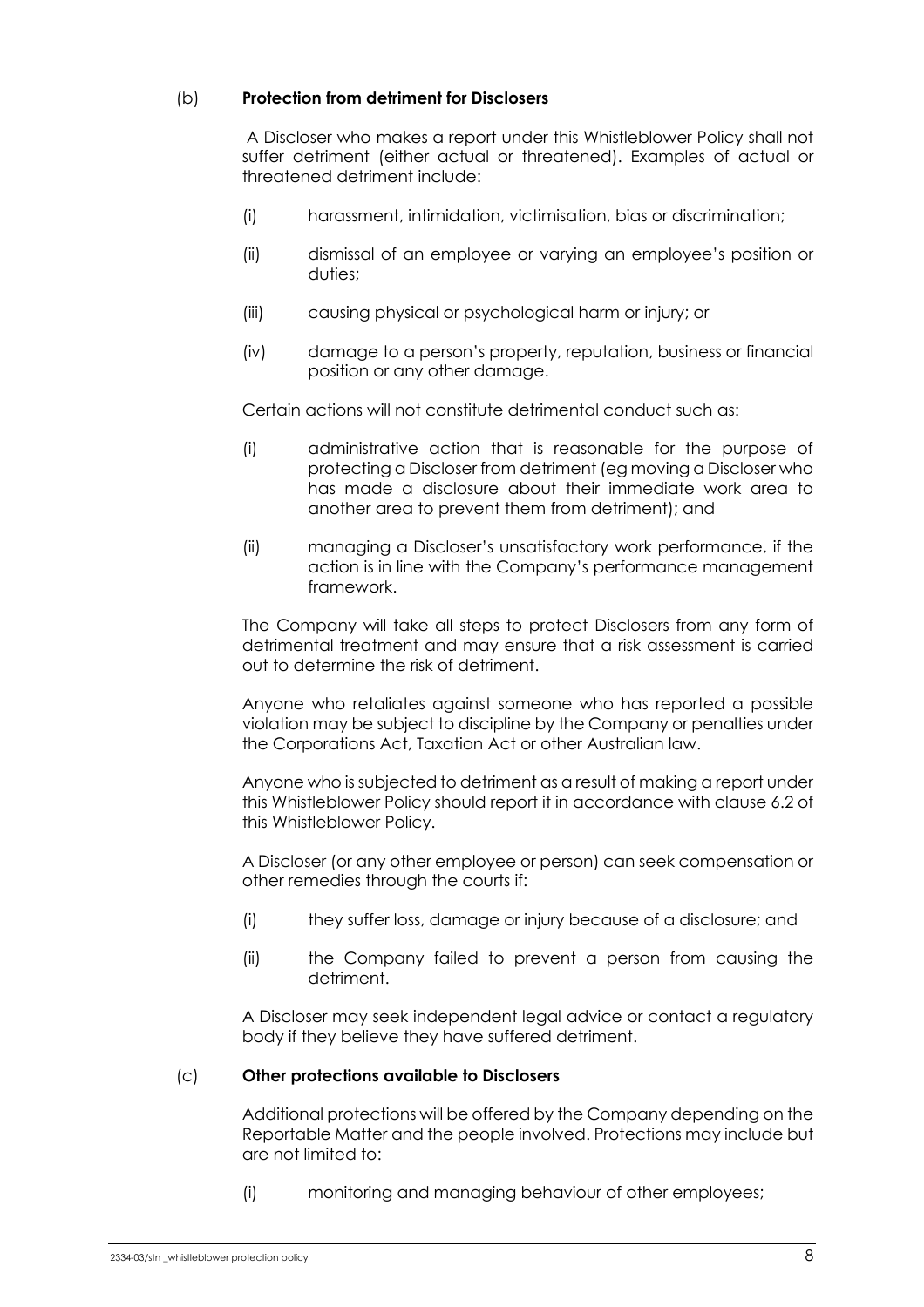(b) **Protection from detriment for Disclosers**

A Discloser who makes a report under this Whistleblower Policy shall not suffer detriment (either actual or threatened). Examples of actual or threatened detriment include:

(i) harassment, intimidation, victimisation, bias or discrimination;

(ii) dismissal of an employee or varying an employee's position or duties;

(iii) causing physical or psychological harm or injury; or

(iv) damage to a person's property, reputation, business or financial position or any other damage.

Certain actions will not constitute detrimental conduct such as:

(i) administrative action that is reasonable for the purpose of protecting a Discloser from detriment (eg moving a Discloser who has made a disclosure about their immediate work area to another area to prevent them from detriment); and

(ii) managing a Discloser's unsatisfactory work performance, if the action is in line with the Company's performance management framework.

The Company will take all steps to protect Disclosers from any form of detrimental treatment and may ensure that a risk assessment is carried out to determine the risk of detriment.

Anyone who retaliates against someone who has reported a possible violation may be subject to discipline by the Company or penalties under the Corporations Act, Taxation Act or other Australian law.

Anyone who is subjected to detriment as a result of making a report under this Whistleblower Policy should report it in accordance with clause 6.2 of this Whistleblower Policy.

A Discloser (or any other employee or person) can seek compensation or other remedies through the courts if:

(i) they suffer loss, damage or injury because of a disclosure; and

(ii) the Company failed to prevent a person from causing the detriment.

A Discloser may seek independent legal advice or contact a regulatory body if they believe they have suffered detriment.

(c) **Other protections available to Disclosers**

Additional protections will be offered by the Company depending on the Reportable Matter and the people involved. Protections may include but are not limited to:

(i) monitoring and managing behaviour of other employees;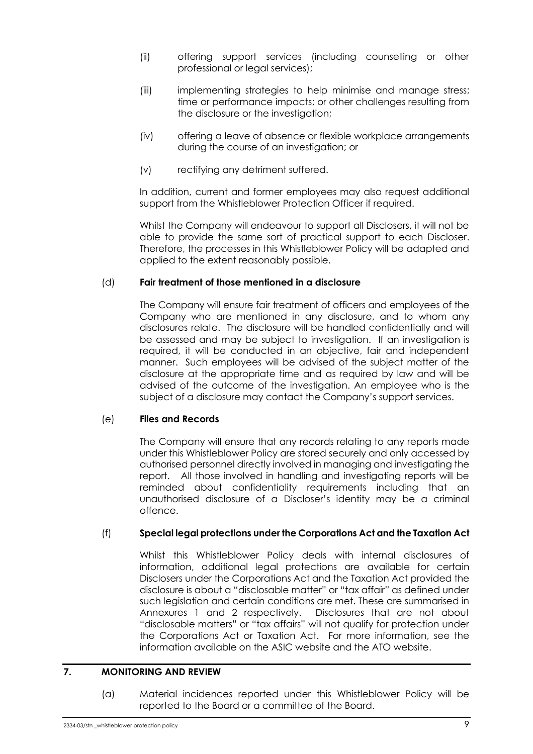(ii) offering support services (including counselling or other professional or legal services);

(iii) implementing strategies to help minimise and manage stress; time or performance impacts; or other challenges resulting from the disclosure or the investigation;

(iv) offering a leave of absence or flexible workplace arrangements during the course of an investigation; or

(v) rectifying any detriment suffered.

In addition, current and former employees may also request additional support from the Whistleblower Protection Officer if required.

Whilst the Company will endeavour to support all Disclosers, it will not be able to provide the same sort of practical support to each Discloser. Therefore, the processes in this Whistleblower Policy will be adapted and applied to the extent reasonably possible.

(d) **Fair treatment of those mentioned in a disclosure**

The Company will ensure fair treatment of officers and employees of the Company who are mentioned in any disclosure, and to whom any disclosures relate. The disclosure will be handled confidentially and will be assessed and may be subject to investigation. If an investigation is required, it will be conducted in an objective, fair and independent manner. Such employees will be advised of the subject matter of the disclosure at the appropriate time and as required by law and will be advised of the outcome of the investigation. An employee who is the subject of a disclosure may contact the Company's support services.

(e) **Files and Records**

The Company will ensure that any records relating to any reports made under this Whistleblower Policy are stored securely and only accessed by authorised personnel directly involved in managing and investigating the report. All those involved in handling and investigating reports will be reminded about confidentiality requirements including that an unauthorised disclosure of a Discloser's identity may be a criminal offence.

(f) **Special legal protections under the Corporations Act and the Taxation Act**

Whilst this Whistleblower Policy deals with internal disclosures of information, additional legal protections are available for certain Disclosers under the Corporations Act and the Taxation Act provided the disclosure is about a "disclosable matter" or "tax affair" as defined under such legislation and certain conditions are met. These are summarised in Annexures 1 and 2 respectively. Disclosures that are not about "disclosable matters" or "tax affairs" will not qualify for protection under the Corporations Act or Taxation Act. For more information, see the information available on the ASIC website and the ATO website.

## 7. MONITORING AND REVIEW

(a) Material incidences reported under this Whistleblower Policy will be reported to the Board or a committee of the Board.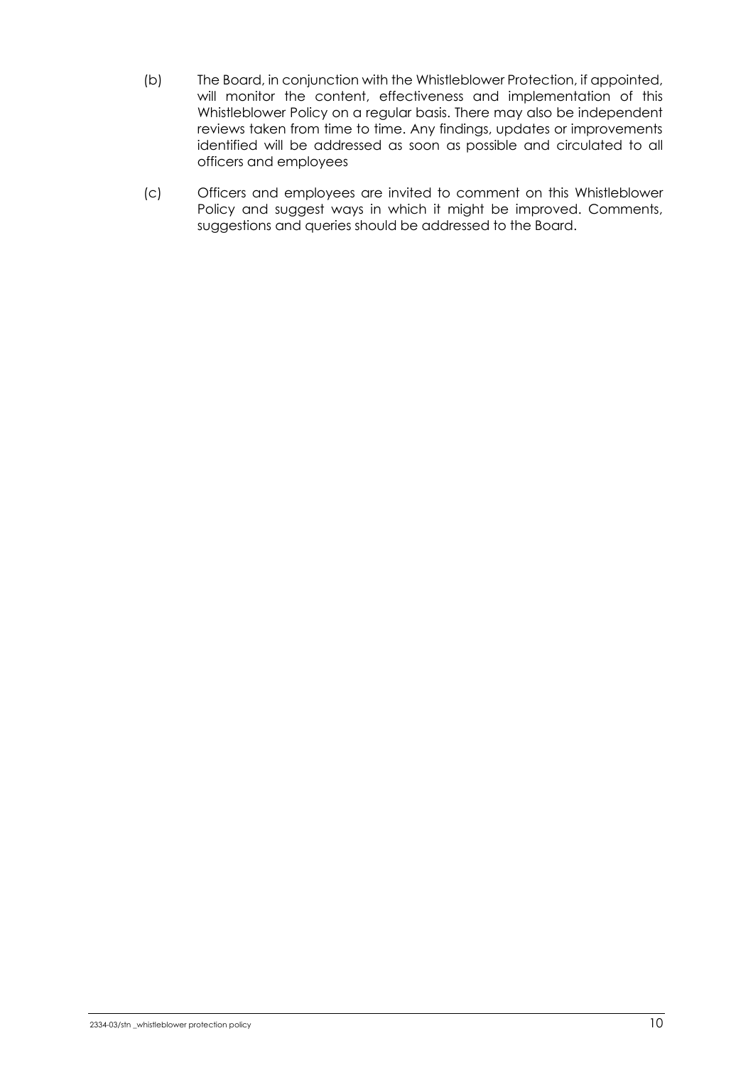(b) The Board, in conjunction with the Whistleblower Protection, if appointed, will monitor the content, effectiveness and implementation of this Whistleblower Policy on a regular basis. There may also be independent reviews taken from time to time. Any findings, updates or improvements identified will be addressed as soon as possible and circulated to all officers and employees

(c) Officers and employees are invited to comment on this Whistleblower Policy and suggest ways in which it might be improved. Comments, suggestions and queries should be addressed to the Board.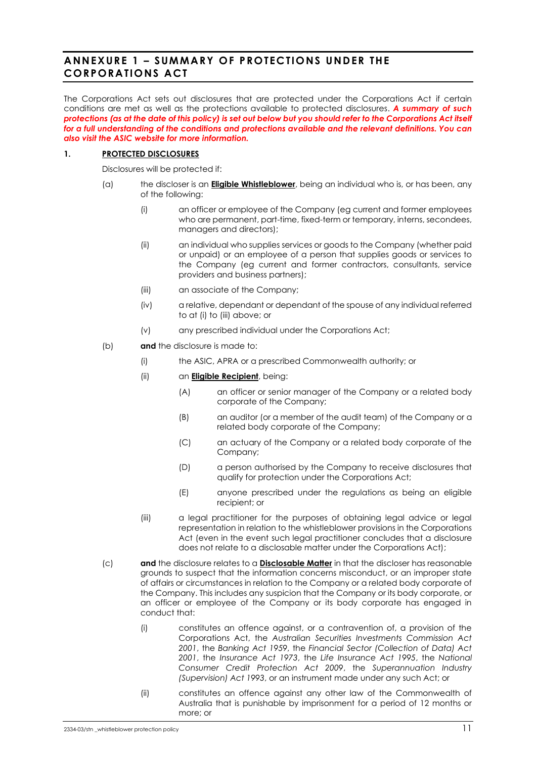# ANNEXURE 1 – SUMMARY OF PROTECTIONS UNDER THE CORPORATIONS ACT

The Corporations Act sets out disclosures that are protected under the Corporations Act if certain conditions are met as well as the protections available to protected disclosures. ***A summary of such protections (as at the date of this policy) is set out below but you should refer to the Corporations Act itself for a full understanding of the conditions and protections available and the relevant definitions. You can also visit the ASIC website for more information.***

## 1. PROTECTED DISCLOSURES

Disclosures will be protected if:

(a) the discloser is an **Eligible Whistleblower**, being an individual who is, or has been, any of the following:

  (i) an officer or employee of the Company (eg current and former employees who are permanent, part-time, fixed-term or temporary, interns, secondees, managers and directors);

  (ii) an individual who supplies services or goods to the Company (whether paid or unpaid) or an employee of a person that supplies goods or services to the Company (eg current and former contractors, consultants, service providers and business partners);

  (iii) an associate of the Company;

  (iv) a relative, dependant or dependant of the spouse of any individual referred to at (i) to (iii) above; or

  (v) any prescribed individual under the Corporations Act;

(b) **and** the disclosure is made to:

  (i) the ASIC, APRA or a prescribed Commonwealth authority; or

  (ii) an **Eligible Recipient**, being:

    (A) an officer or senior manager of the Company or a related body corporate of the Company;

    (B) an auditor (or a member of the audit team) of the Company or a related body corporate of the Company;

    (C) an actuary of the Company or a related body corporate of the Company;

    (D) a person authorised by the Company to receive disclosures that qualify for protection under the Corporations Act;

    (E) anyone prescribed under the regulations as being an eligible recipient; or

  (iii) a legal practitioner for the purposes of obtaining legal advice or legal representation in relation to the whistleblower provisions in the Corporations Act (even in the event such legal practitioner concludes that a disclosure does not relate to a disclosable matter under the Corporations Act);

(c) **and** the disclosure relates to a **Disclosable Matter** in that the discloser has reasonable grounds to suspect that the information concerns misconduct, or an improper state of affairs or circumstances in relation to the Company or a related body corporate of the Company. This includes any suspicion that the Company or its body corporate, or an officer or employee of the Company or its body corporate has engaged in conduct that:

  (i) constitutes an offence against, or a contravention of, a provision of the Corporations Act, the *Australian Securities Investments Commission Act 2001*, the *Banking Act 1959*, the *Financial Sector (Collection of Data) Act 2001*, the *Insurance Act 1973*, the *Life Insurance Act 1995*, the *National Consumer Credit Protection Act 2009*, the *Superannuation Industry (Supervision) Act 1993*, or an instrument made under any such Act; or

  (ii) constitutes an offence against any other law of the Commonwealth of Australia that is punishable by imprisonment for a period of 12 months or more; or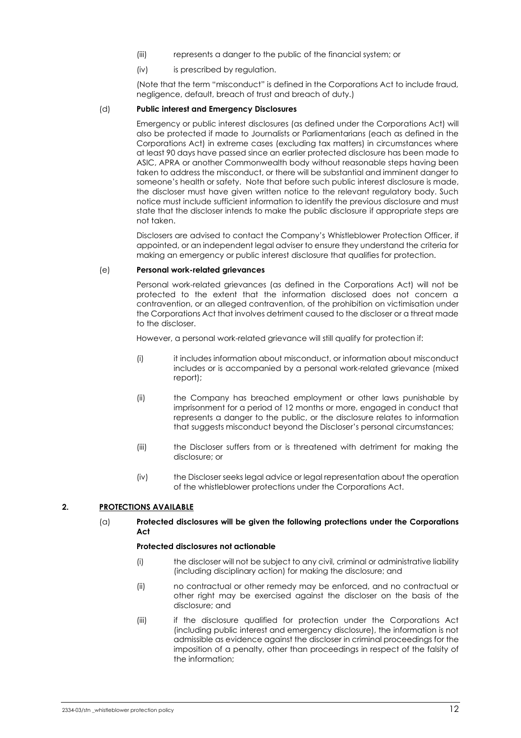(iii) represents a danger to the public of the financial system; or

(iv) is prescribed by regulation.

(Note that the term "misconduct" is defined in the Corporations Act to include fraud, negligence, default, breach of trust and breach of duty.)

(d) **Public interest and Emergency Disclosures**

Emergency or public interest disclosures (as defined under the Corporations Act) will also be protected if made to Journalists or Parliamentarians (each as defined in the Corporations Act) in extreme cases (excluding tax matters) in circumstances where at least 90 days have passed since an earlier protected disclosure has been made to ASIC, APRA or another Commonwealth body without reasonable steps having been taken to address the misconduct, or there will be substantial and imminent danger to someone's health or safety. Note that before such public interest disclosure is made, the discloser must have given written notice to the relevant regulatory body. Such notice must include sufficient information to identify the previous disclosure and must state that the discloser intends to make the public disclosure if appropriate steps are not taken.

Disclosers are advised to contact the Company's Whistleblower Protection Officer, if appointed, or an independent legal adviser to ensure they understand the criteria for making an emergency or public interest disclosure that qualifies for protection.

(e) **Personal work-related grievances**

Personal work-related grievances (as defined in the Corporations Act) will not be protected to the extent that the information disclosed does not concern a contravention, or an alleged contravention, of the prohibition on victimisation under the Corporations Act that involves detriment caused to the discloser or a threat made to the discloser.

However, a personal work-related grievance will still qualify for protection if:

(i) it includes information about misconduct, or information about misconduct includes or is accompanied by a personal work-related grievance (mixed report);

(ii) the Company has breached employment or other laws punishable by imprisonment for a period of 12 months or more, engaged in conduct that represents a danger to the public, or the disclosure relates to information that suggests misconduct beyond the Discloser's personal circumstances;

(iii) the Discloser suffers from or is threatened with detriment for making the disclosure; or

(iv) the Discloser seeks legal advice or legal representation about the operation of the whistleblower protections under the Corporations Act.

## 2. PROTECTIONS AVAILABLE

(a) **Protected disclosures will be given the following protections under the Corporations Act**

**Protected disclosures not actionable**

(i) the discloser will not be subject to any civil, criminal or administrative liability (including disciplinary action) for making the disclosure; and

(ii) no contractual or other remedy may be enforced, and no contractual or other right may be exercised against the discloser on the basis of the disclosure; and

(iii) if the disclosure qualified for protection under the Corporations Act (including public interest and emergency disclosure), the information is not admissible as evidence against the discloser in criminal proceedings for the imposition of a penalty, other than proceedings in respect of the falsity of the information;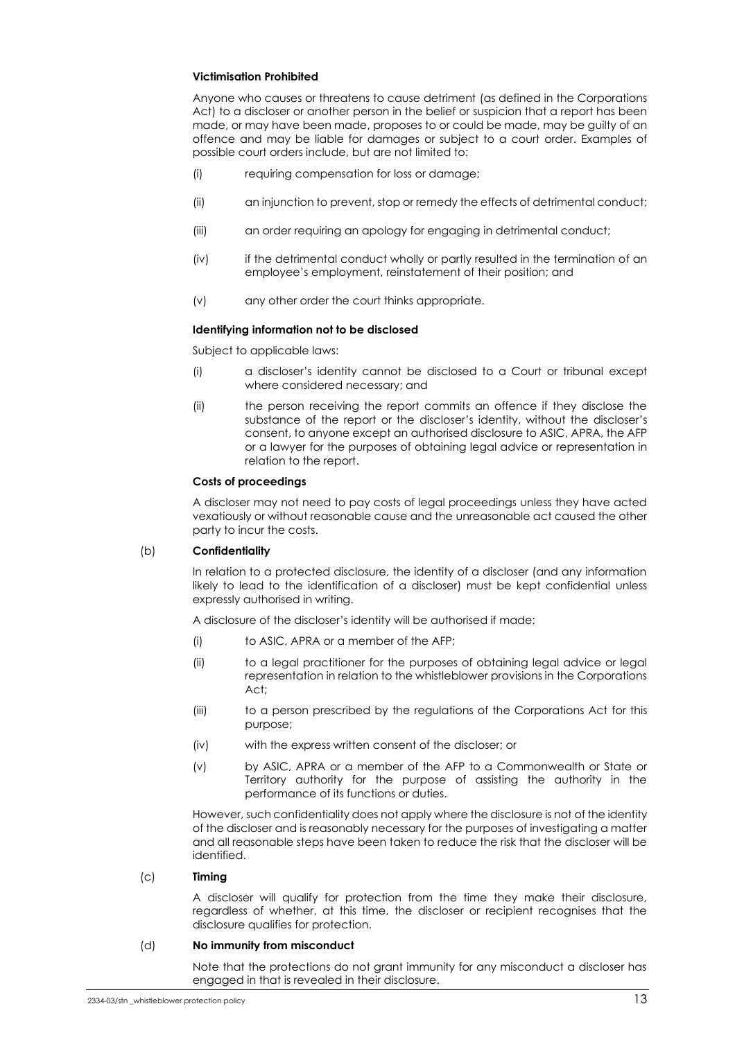**Victimisation Prohibited**

Anyone who causes or threatens to cause detriment (as defined in the Corporations Act) to a discloser or another person in the belief or suspicion that a report has been made, or may have been made, proposes to or could be made, may be guilty of an offence and may be liable for damages or subject to a court order. Examples of possible court orders include, but are not limited to:

(i) requiring compensation for loss or damage;

(ii) an injunction to prevent, stop or remedy the effects of detrimental conduct;

(iii) an order requiring an apology for engaging in detrimental conduct;

(iv) if the detrimental conduct wholly or partly resulted in the termination of an employee's employment, reinstatement of their position; and

(v) any other order the court thinks appropriate.

**Identifying information not to be disclosed**

Subject to applicable laws:

(i) a discloser's identity cannot be disclosed to a Court or tribunal except where considered necessary; and

(ii) the person receiving the report commits an offence if they disclose the substance of the report or the discloser's identity, without the discloser's consent, to anyone except an authorised disclosure to ASIC, APRA, the AFP or a lawyer for the purposes of obtaining legal advice or representation in relation to the report.

**Costs of proceedings**

A discloser may not need to pay costs of legal proceedings unless they have acted vexatiously or without reasonable cause and the unreasonable act caused the other party to incur the costs.

(b) **Confidentiality**

In relation to a protected disclosure, the identity of a discloser (and any information likely to lead to the identification of a discloser) must be kept confidential unless expressly authorised in writing.

A disclosure of the discloser's identity will be authorised if made:

(i) to ASIC, APRA or a member of the AFP;

(ii) to a legal practitioner for the purposes of obtaining legal advice or legal representation in relation to the whistleblower provisions in the Corporations Act;

(iii) to a person prescribed by the regulations of the Corporations Act for this purpose;

(iv) with the express written consent of the discloser; or

(v) by ASIC, APRA or a member of the AFP to a Commonwealth or State or Territory authority for the purpose of assisting the authority in the performance of its functions or duties.

However, such confidentiality does not apply where the disclosure is not of the identity of the discloser and is reasonably necessary for the purposes of investigating a matter and all reasonable steps have been taken to reduce the risk that the discloser will be identified.

(c) **Timing**

A discloser will qualify for protection from the time they make their disclosure, regardless of whether, at this time, the discloser or recipient recognises that the disclosure qualifies for protection.

(d) **No immunity from misconduct**

Note that the protections do not grant immunity for any misconduct a discloser has engaged in that is revealed in their disclosure.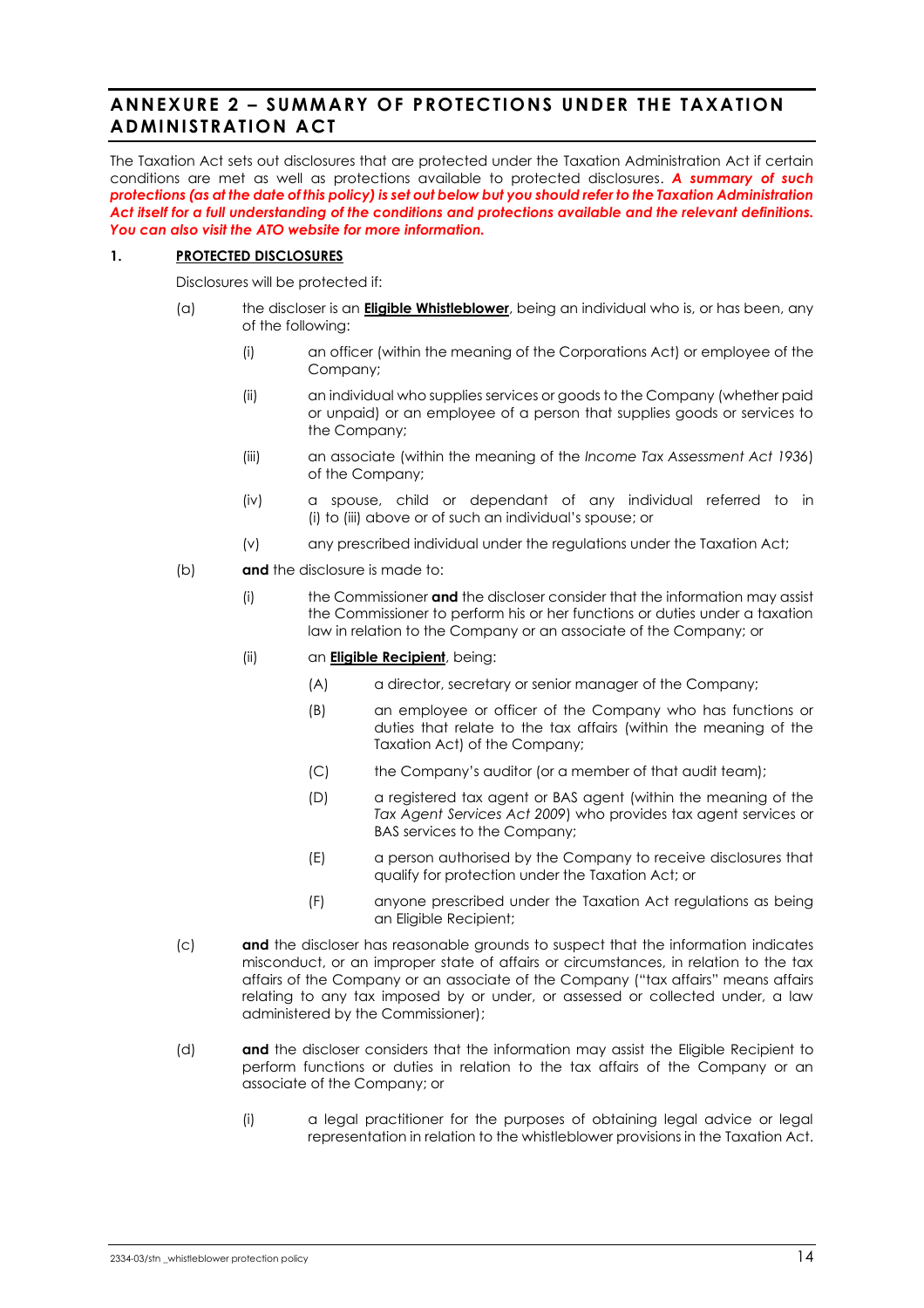## ANNEXURE 2 – SUMMARY OF PROTECTIONS UNDER THE TAXATION ADMINISTRATION ACT

The Taxation Act sets out disclosures that are protected under the Taxation Administration Act if certain conditions are met as well as protections available to protected disclosures. ***A summary of such protections (as at the date of this policy) is set out below but you should refer to the Taxation Administration Act itself for a full understanding of the conditions and protections available and the relevant definitions. You can also visit the ATO website for more information.***

**1. PROTECTED DISCLOSURES**

Disclosures will be protected if:

(a) the discloser is an **Eligible Whistleblower**, being an individual who is, or has been, any of the following:

- (i) an officer (within the meaning of the Corporations Act) or employee of the Company;
- (ii) an individual who supplies services or goods to the Company (whether paid or unpaid) or an employee of a person that supplies goods or services to the Company;
- (iii) an associate (within the meaning of the *Income Tax Assessment Act 1936*) of the Company;
- (iv) a spouse, child or dependant of any individual referred to in (i) to (iii) above or of such an individual's spouse; or
- (v) any prescribed individual under the regulations under the Taxation Act;

(b) **and** the disclosure is made to:

- (i) the Commissioner **and** the discloser consider that the information may assist the Commissioner to perform his or her functions or duties under a taxation law in relation to the Company or an associate of the Company; or
- (ii) an **Eligible Recipient**, being:
  - (A) a director, secretary or senior manager of the Company;
  - (B) an employee or officer of the Company who has functions or duties that relate to the tax affairs (within the meaning of the Taxation Act) of the Company;
  - (C) the Company's auditor (or a member of that audit team);
  - (D) a registered tax agent or BAS agent (within the meaning of the *Tax Agent Services Act 2009*) who provides tax agent services or BAS services to the Company;
  - (E) a person authorised by the Company to receive disclosures that qualify for protection under the Taxation Act; or
  - (F) anyone prescribed under the Taxation Act regulations as being an Eligible Recipient;

(c) **and** the discloser has reasonable grounds to suspect that the information indicates misconduct, or an improper state of affairs or circumstances, in relation to the tax affairs of the Company or an associate of the Company ("tax affairs" means affairs relating to any tax imposed by or under, or assessed or collected under, a law administered by the Commissioner);

(d) **and** the discloser considers that the information may assist the Eligible Recipient to perform functions or duties in relation to the tax affairs of the Company or an associate of the Company; or

- (i) a legal practitioner for the purposes of obtaining legal advice or legal representation in relation to the whistleblower provisions in the Taxation Act.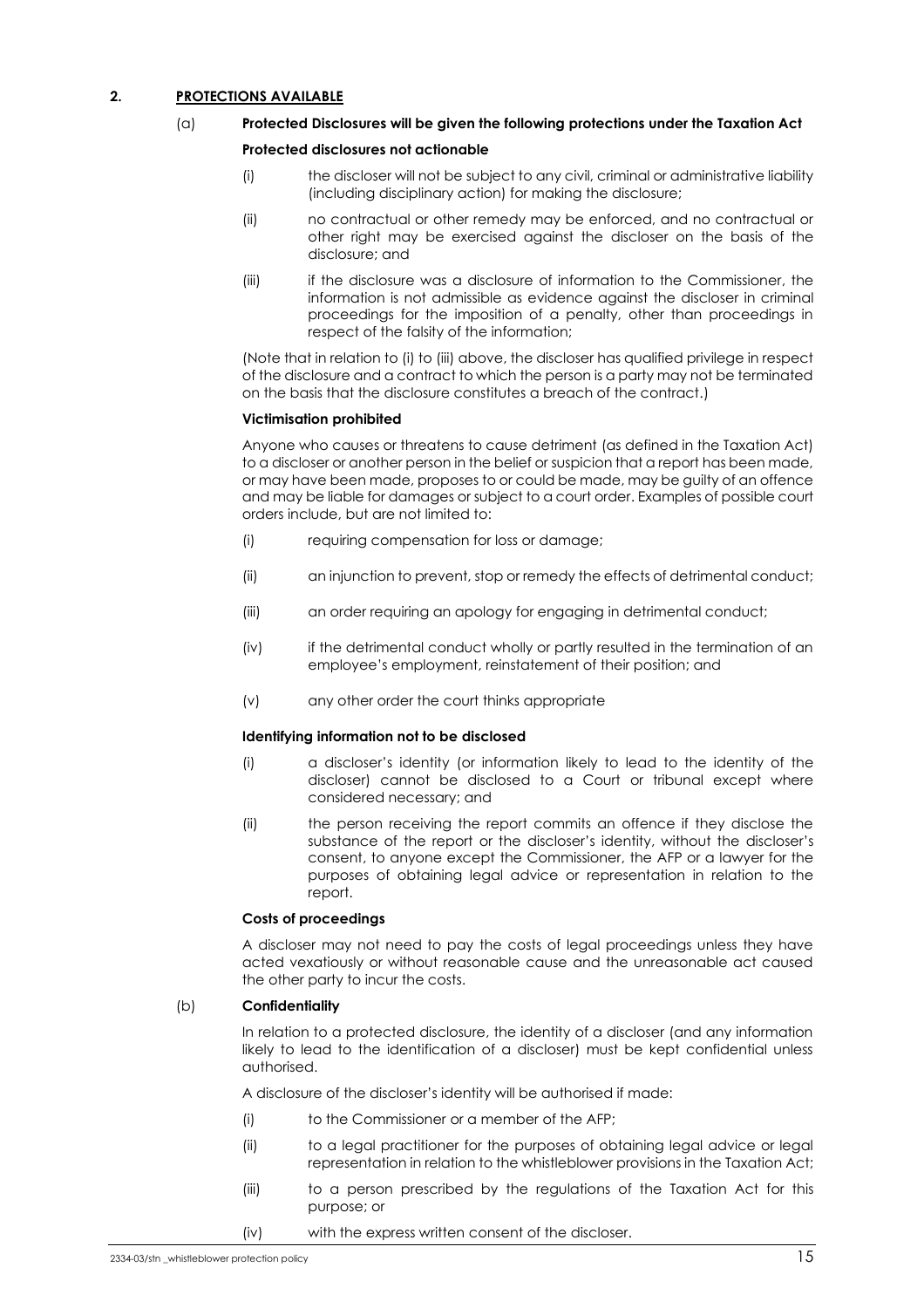## 2. PROTECTIONS AVAILABLE

(a) **Protected Disclosures will be given the following protections under the Taxation Act**

**Protected disclosures not actionable**

(i) the discloser will not be subject to any civil, criminal or administrative liability (including disciplinary action) for making the disclosure;

(ii) no contractual or other remedy may be enforced, and no contractual or other right may be exercised against the discloser on the basis of the disclosure; and

(iii) if the disclosure was a disclosure of information to the Commissioner, the information is not admissible as evidence against the discloser in criminal proceedings for the imposition of a penalty, other than proceedings in respect of the falsity of the information;

(Note that in relation to (i) to (iii) above, the discloser has qualified privilege in respect of the disclosure and a contract to which the person is a party may not be terminated on the basis that the disclosure constitutes a breach of the contract.)

**Victimisation prohibited**

Anyone who causes or threatens to cause detriment (as defined in the Taxation Act) to a discloser or another person in the belief or suspicion that a report has been made, or may have been made, proposes to or could be made, may be guilty of an offence and may be liable for damages or subject to a court order. Examples of possible court orders include, but are not limited to:

(i) requiring compensation for loss or damage;

(ii) an injunction to prevent, stop or remedy the effects of detrimental conduct;

(iii) an order requiring an apology for engaging in detrimental conduct;

(iv) if the detrimental conduct wholly or partly resulted in the termination of an employee's employment, reinstatement of their position; and

(v) any other order the court thinks appropriate

**Identifying information not to be disclosed**

(i) a discloser's identity (or information likely to lead to the identity of the discloser) cannot be disclosed to a Court or tribunal except where considered necessary; and

(ii) the person receiving the report commits an offence if they disclose the substance of the report or the discloser's identity, without the discloser's consent, to anyone except the Commissioner, the AFP or a lawyer for the purposes of obtaining legal advice or representation in relation to the report.

**Costs of proceedings**

A discloser may not need to pay the costs of legal proceedings unless they have acted vexatiously or without reasonable cause and the unreasonable act caused the other party to incur the costs.

(b) **Confidentiality**

In relation to a protected disclosure, the identity of a discloser (and any information likely to lead to the identification of a discloser) must be kept confidential unless authorised.

A disclosure of the discloser's identity will be authorised if made:

(i) to the Commissioner or a member of the AFP;

(ii) to a legal practitioner for the purposes of obtaining legal advice or legal representation in relation to the whistleblower provisions in the Taxation Act;

(iii) to a person prescribed by the regulations of the Taxation Act for this purpose; or

(iv) with the express written consent of the discloser.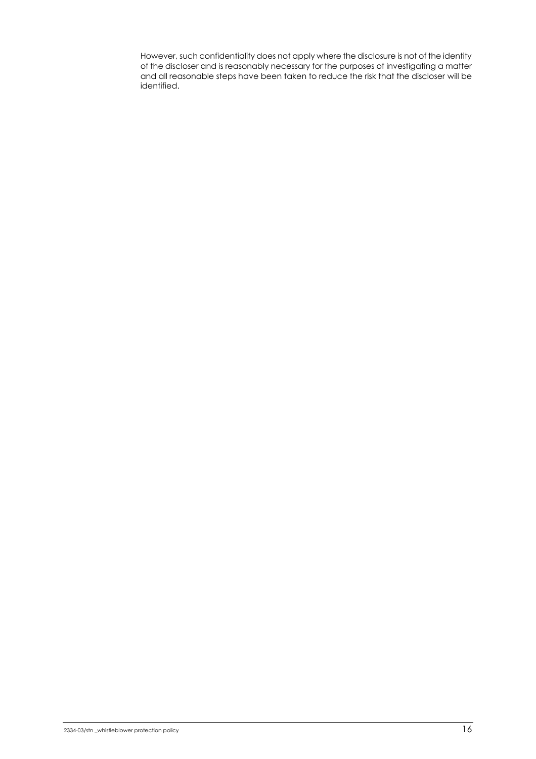However, such confidentiality does not apply where the disclosure is not of the identity of the discloser and is reasonably necessary for the purposes of investigating a matter and all reasonable steps have been taken to reduce the risk that the discloser will be identified.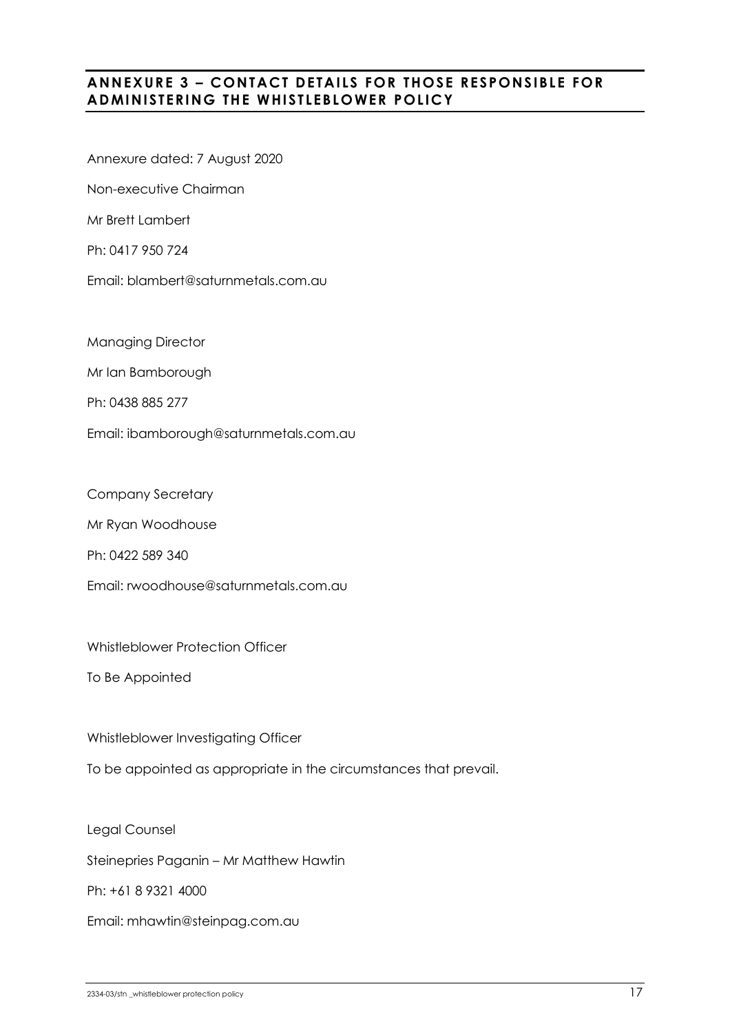## ANNEXURE 3 – CONTACT DETAILS FOR THOSE RESPONSIBLE FOR ADMINISTERING THE WHISTLEBLOWER POLICY

Annexure dated: 7 August 2020

Non-executive Chairman

Mr Brett Lambert

Ph: 0417 950 724

Email: blambert@saturnmetals.com.au

Managing Director

Mr Ian Bamborough

Ph: 0438 885 277

Email: ibamborough@saturnmetals.com.au

Company Secretary

Mr Ryan Woodhouse

Ph: 0422 589 340

Email: rwoodhouse@saturnmetals.com.au

Whistleblower Protection Officer

To Be Appointed

Whistleblower Investigating Officer

To be appointed as appropriate in the circumstances that prevail.

Legal Counsel

Steinepries Paganin – Mr Matthew Hawtin

Ph: +61 8 9321 4000

Email: mhawtin@steinpag.com.au